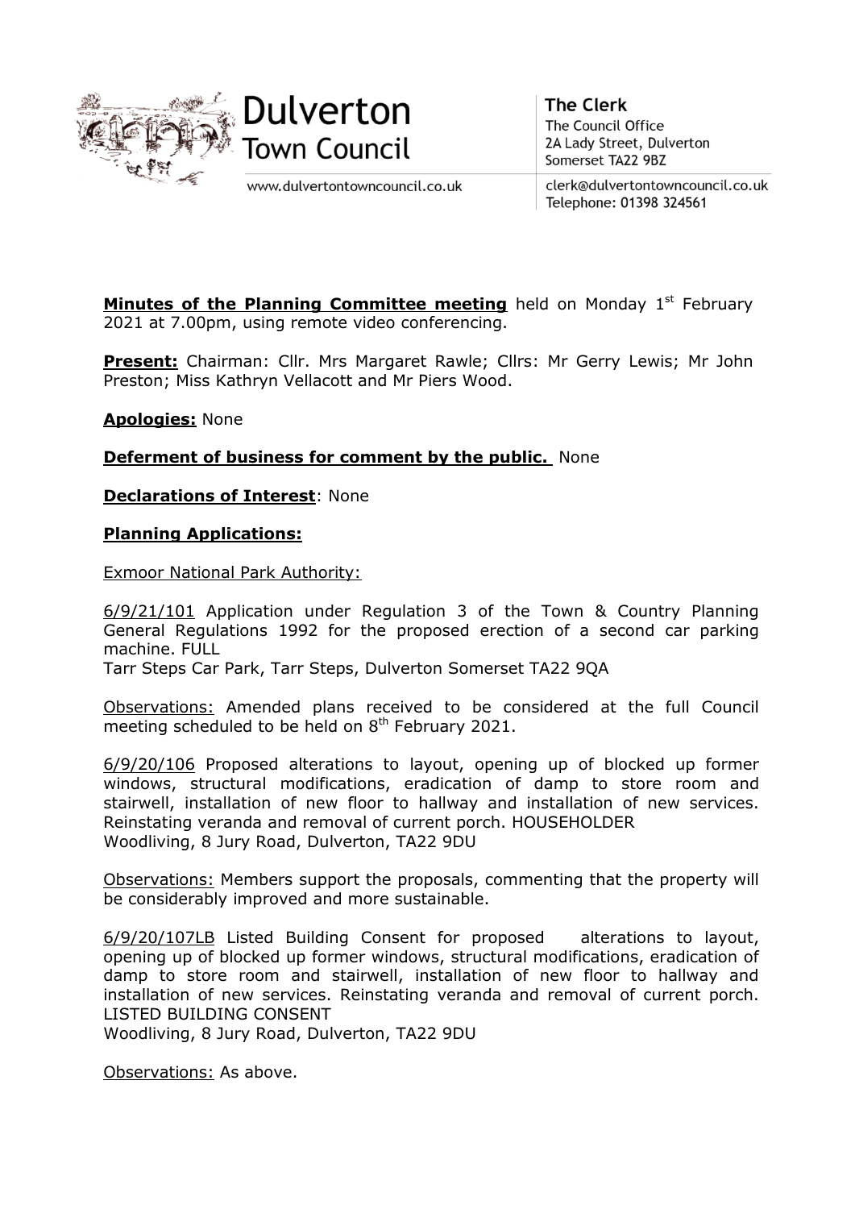# Dulverton Town Council

www.dulvertontowncouncil.co.uk

**The Clerk**
The Council Office
2A Lady Street, Dulverton
Somerset TA22 9BZ

clerk@dulvertontowncouncil.co.uk
Telephone: 01398 324561

**Minutes of the Planning Committee meeting** held on Monday 1st February 2021 at 7.00pm, using remote video conferencing.

**Present:** Chairman: Cllr. Mrs Margaret Rawle; Cllrs: Mr Gerry Lewis; Mr John Preston; Miss Kathryn Vellacott and Mr Piers Wood.

**Apologies:** None

**Deferment of business for comment by the public.** None

**Declarations of Interest**: None

**Planning Applications:**

Exmoor National Park Authority:

6/9/21/101 Application under Regulation 3 of the Town & Country Planning General Regulations 1992 for the proposed erection of a second car parking machine. FULL
Tarr Steps Car Park, Tarr Steps, Dulverton Somerset TA22 9QA

Observations: Amended plans received to be considered at the full Council meeting scheduled to be held on 8th February 2021.

6/9/20/106 Proposed alterations to layout, opening up of blocked up former windows, structural modifications, eradication of damp to store room and stairwell, installation of new floor to hallway and installation of new services. Reinstating veranda and removal of current porch. HOUSEHOLDER
Woodliving, 8 Jury Road, Dulverton, TA22 9DU

Observations: Members support the proposals, commenting that the property will be considerably improved and more sustainable.

6/9/20/107LB Listed Building Consent for proposed alterations to layout, opening up of blocked up former windows, structural modifications, eradication of damp to store room and stairwell, installation of new floor to hallway and installation of new services. Reinstating veranda and removal of current porch. LISTED BUILDING CONSENT
Woodliving, 8 Jury Road, Dulverton, TA22 9DU

Observations: As above.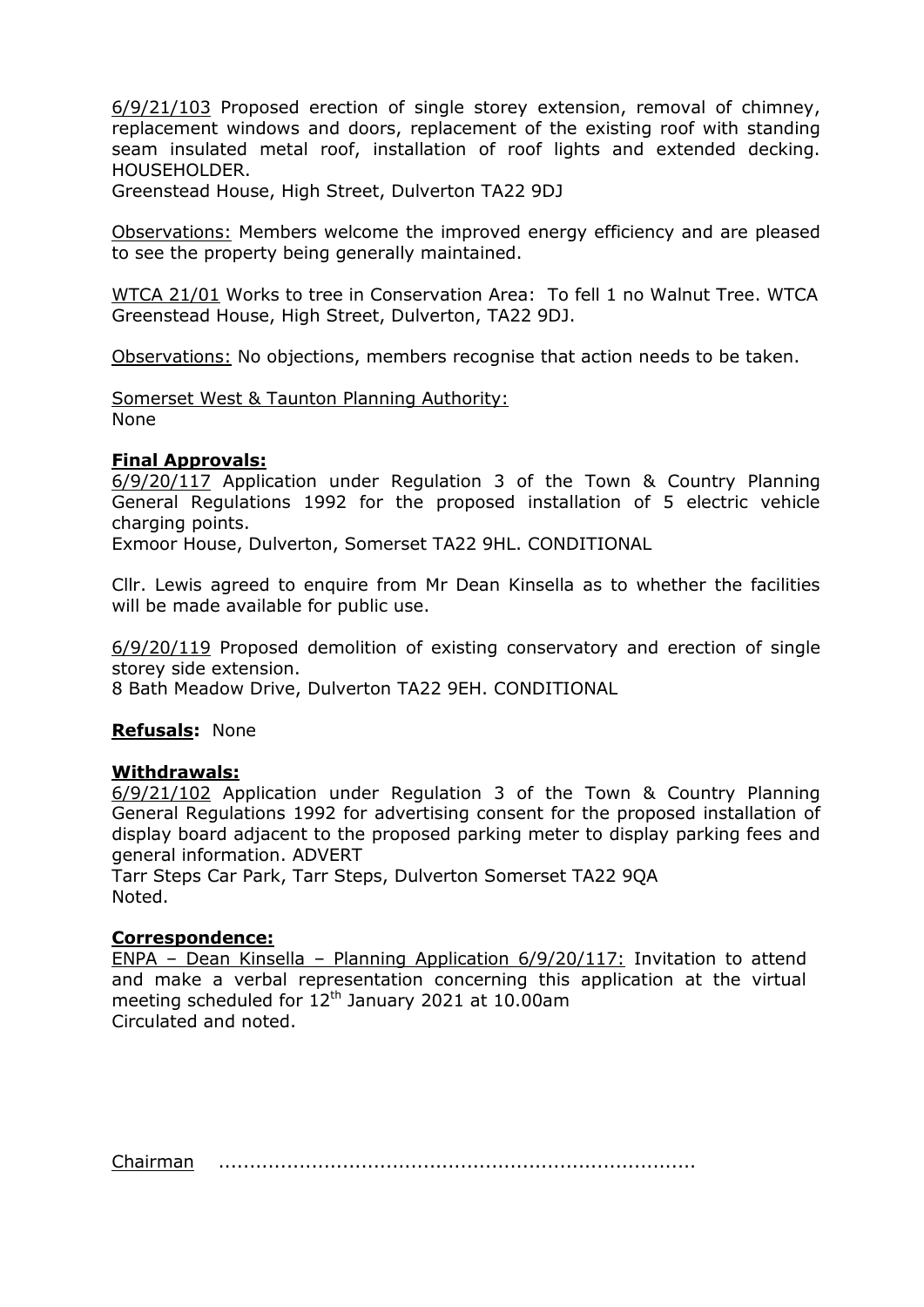6/9/21/103 Proposed erection of single storey extension, removal of chimney, replacement windows and doors, replacement of the existing roof with standing seam insulated metal roof, installation of roof lights and extended decking. HOUSEHOLDER.
Greenstead House, High Street, Dulverton TA22 9DJ

Observations: Members welcome the improved energy efficiency and are pleased to see the property being generally maintained.

WTCA 21/01 Works to tree in Conservation Area: To fell 1 no Walnut Tree. WTCA Greenstead House, High Street, Dulverton, TA22 9DJ.

Observations: No objections, members recognise that action needs to be taken.

Somerset West & Taunton Planning Authority:
None

**Final Approvals:**

6/9/20/117 Application under Regulation 3 of the Town & Country Planning General Regulations 1992 for the proposed installation of 5 electric vehicle charging points.
Exmoor House, Dulverton, Somerset TA22 9HL. CONDITIONAL

Cllr. Lewis agreed to enquire from Mr Dean Kinsella as to whether the facilities will be made available for public use.

6/9/20/119 Proposed demolition of existing conservatory and erection of single storey side extension.
8 Bath Meadow Drive, Dulverton TA22 9EH. CONDITIONAL

**Refusals:** None

**Withdrawals:**

6/9/21/102 Application under Regulation 3 of the Town & Country Planning General Regulations 1992 for advertising consent for the proposed installation of display board adjacent to the proposed parking meter to display parking fees and general information. ADVERT
Tarr Steps Car Park, Tarr Steps, Dulverton Somerset TA22 9QA
Noted.

**Correspondence:**

ENPA – Dean Kinsella – Planning Application 6/9/20/117: Invitation to attend and make a verbal representation concerning this application at the virtual meeting scheduled for 12th January 2021 at 10.00am
Circulated and noted.

Chairman ..........................................................................